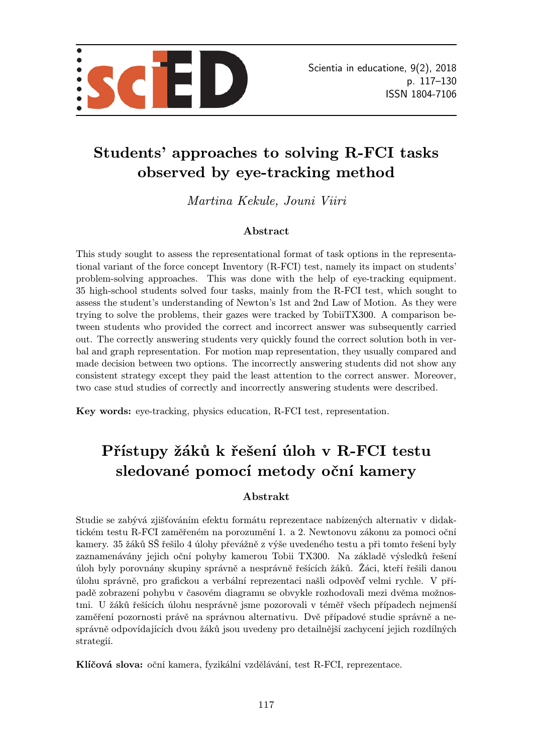# Students' approaches to solving R-FCI tasks observed by eye-tracking method

*Martina Kekule, Jouni Viiri*

### Abstract

This study sought to assess the representational format of task options in the representational variant of the force concept Inventory (R-FCI) test, namely its impact on students' problem-solving approaches. This was done with the help of eye-tracking equipment. 35 high-school students solved four tasks, mainly from the R-FCI test, which sought to assess the student's understanding of Newton's 1st and 2nd Law of Motion. As they were trying to solve the problems, their gazes were tracked by TobiiTX300. A comparison between students who provided the correct and incorrect answer was subsequently carried out. The correctly answering students very quickly found the correct solution both in verbal and graph representation. For motion map representation, they usually compared and made decision between two options. The incorrectly answering students did not show any consistent strategy except they paid the least attention to the correct answer. Moreover, two case stud studies of correctly and incorrectly answering students were described.

**Key words:** eye-tracking, physics education, R-FCI test, representation.

# Přístupy žáků k řešení úloh v R-FCI testu sledované pomocí metody oční kamery

### Abstrakt

Studie se zabývá zjišťováním efektu formátu reprezentace nabízených alternativ v didaktickém testu R-FCI zaměřeném na porozumění 1. a 2. Newtonovu zákonu za pomoci oční kamery. 35 žáků SŠ řešilo 4 úlohy převážně z výše uvedeného testu a při tomto řešení byly zaznamenávány jejich oční pohyby kamerou Tobii TX300. Na základě výsledků řešení úloh byly porovnány skupiny správně a nesprávně řešících žáků. Žáci, kteří řešili danou úlohu správně, pro grafickou a verbální reprezentaci našli odpověď velmi rychle. V případě zobrazení pohybu v časovém diagramu se obvykle rozhodovali mezi dvěma možnostmi. U žáků řešících úlohu nesprávně jsme pozorovali v téměř všech případech nejmenší zaměření pozornosti právě na správnou alternativu. Dvě případové studie správně a nesprávně odpovídajících dvou žáků jsou uvedeny pro detailnější zachycení jejich rozdílných strategií.

**Klíčová slova:** oční kamera, fyzikální vzdělávání, test R-FCI, reprezentace.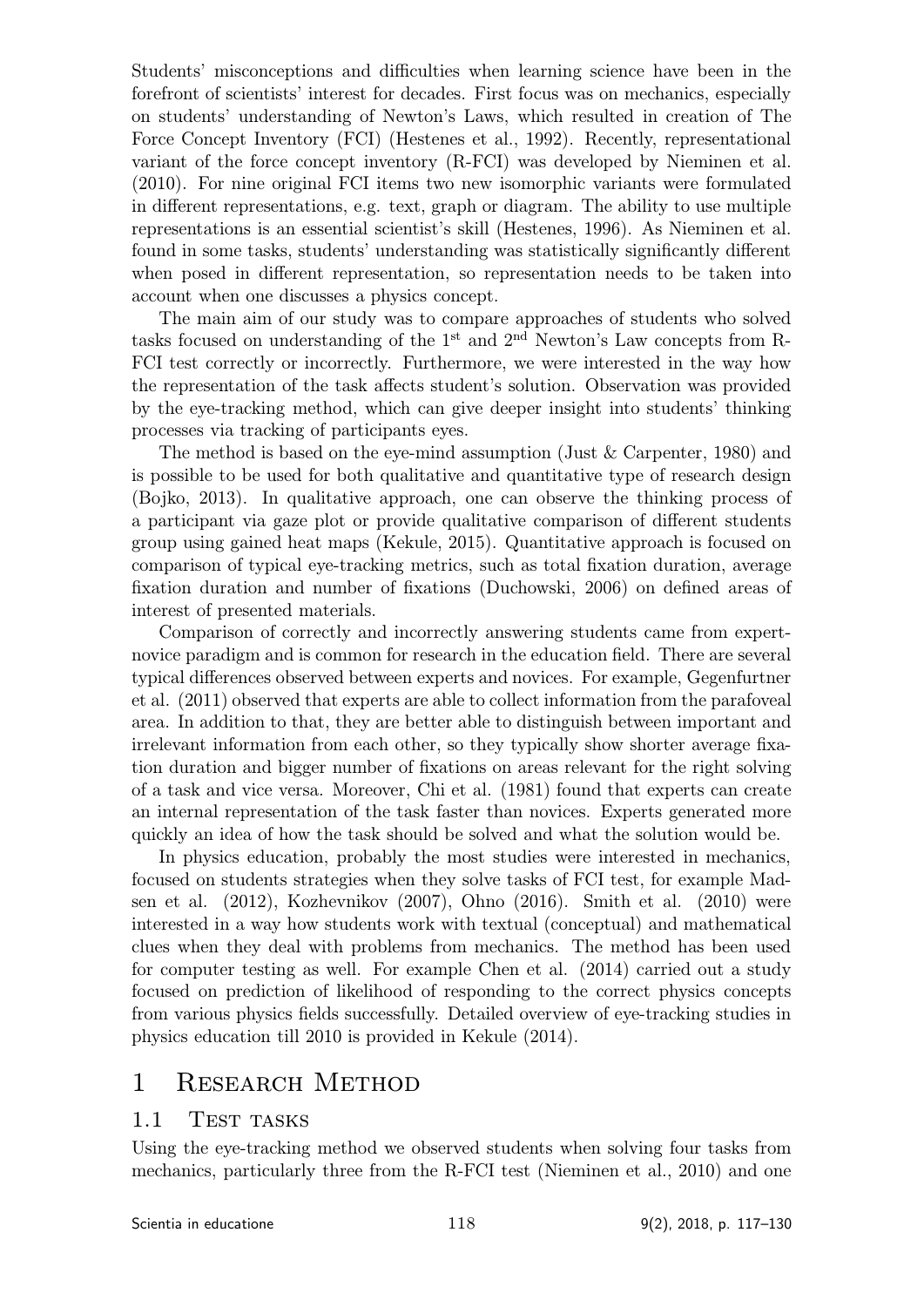Students' misconceptions and difficulties when learning science have been in the forefront of scientists' interest for decades. First focus was on mechanics, especially on students' understanding of Newton's Laws, which resulted in creation of The Force Concept Inventory (FCI) (Hestenes et al., 1992). Recently, representational variant of the force concept inventory (R-FCI) was developed by Nieminen et al. (2010). For nine original FCI items two new isomorphic variants were formulated in different representations, e.g. text, graph or diagram. The ability to use multiple representations is an essential scientist's skill (Hestenes, 1996). As Nieminen et al. found in some tasks, students' understanding was statistically significantly different when posed in different representation, so representation needs to be taken into account when one discusses a physics concept.

The main aim of our study was to compare approaches of students who solved tasks focused on understanding of the 1st and 2nd Newton's Law concepts from R-FCI test correctly or incorrectly. Furthermore, we were interested in the way how the representation of the task affects student's solution. Observation was provided by the eye-tracking method, which can give deeper insight into students' thinking processes via tracking of participants eyes.

The method is based on the eye-mind assumption (Just & Carpenter, 1980) and is possible to be used for both qualitative and quantitative type of research design (Bojko, 2013). In qualitative approach, one can observe the thinking process of a participant via gaze plot or provide qualitative comparison of different students group using gained heat maps (Kekule, 2015). Quantitative approach is focused on comparison of typical eye-tracking metrics, such as total fixation duration, average fixation duration and number of fixations (Duchowski, 2006) on defined areas of interest of presented materials.

Comparison of correctly and incorrectly answering students came from expert-novice paradigm and is common for research in the education field. There are several typical differences observed between experts and novices. For example, Gegenfurtner et al. (2011) observed that experts are able to collect information from the parafoveal area. In addition to that, they are better able to distinguish between important and irrelevant information from each other, so they typically show shorter average fixation duration and bigger number of fixations on areas relevant for the right solving of a task and vice versa. Moreover, Chi et al. (1981) found that experts can create an internal representation of the task faster than novices. Experts generated more quickly an idea of how the task should be solved and what the solution would be.

In physics education, probably the most studies were interested in mechanics, focused on students strategies when they solve tasks of FCI test, for example Madsen et al. (2012), Kozhevnikov (2007), Ohno (2016). Smith et al. (2010) were interested in a way how students work with textual (conceptual) and mathematical clues when they deal with problems from mechanics. The method has been used for computer testing as well. For example Chen et al. (2014) carried out a study focused on prediction of likelihood of responding to the correct physics concepts from various physics fields successfully. Detailed overview of eye-tracking studies in physics education till 2010 is provided in Kekule (2014).

# 1 Research Method

## 1.1 Test tasks

Using the eye-tracking method we observed students when solving four tasks from mechanics, particularly three from the R-FCI test (Nieminen et al., 2010) and one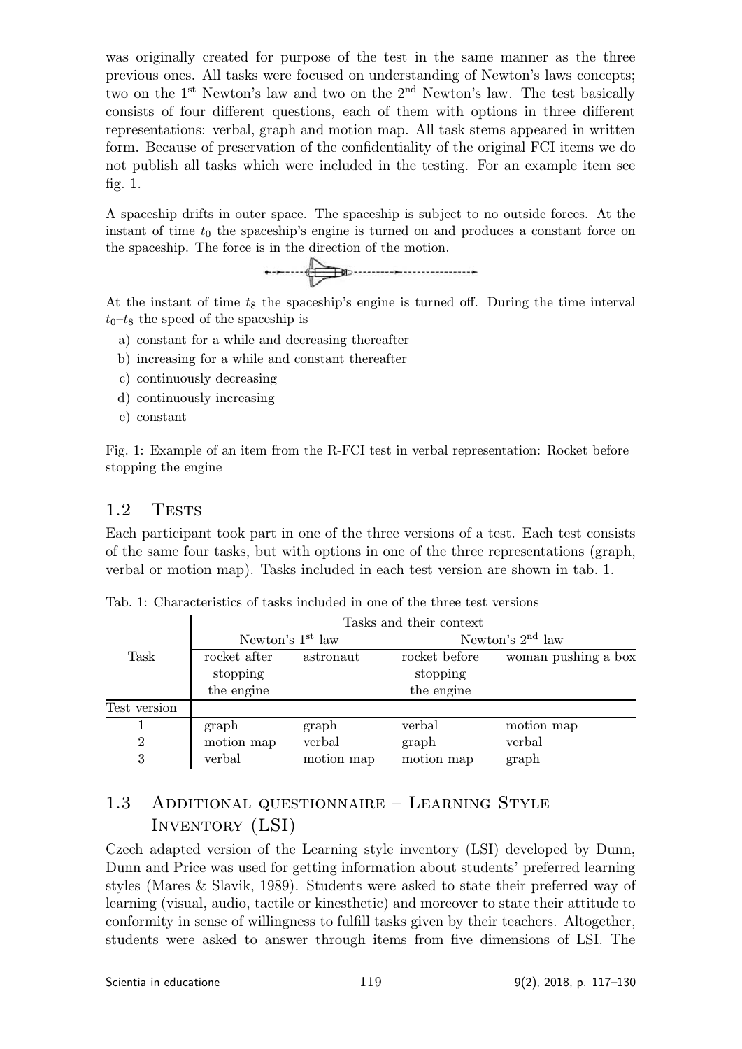was originally created for purpose of the test in the same manner as the three previous ones. All tasks were focused on understanding of Newton's laws concepts; two on the 1st Newton's law and two on the 2nd Newton's law. The test basically consists of four different questions, each of them with options in three different representations: verbal, graph and motion map. All task stems appeared in written form. Because of preservation of the confidentiality of the original FCI items we do not publish all tasks which were included in the testing. For an example item see fig. 1.

A spaceship drifts in outer space. The spaceship is subject to no outside forces. At the instant of time $t_0$ the spaceship's engine is turned on and produces a constant force on the spaceship. The force is in the direction of the motion.

At the instant of time $t_8$ the spaceship's engine is turned off. During the time interval $t_0$–$t_8$ the speed of the spaceship is

a) constant for a while and decreasing thereafter
b) increasing for a while and constant thereafter
c) continuously decreasing
d) continuously increasing
e) constant

Fig. 1: Example of an item from the R-FCI test in verbal representation: Rocket before stopping the engine

## 1.2 Tests

Each participant took part in one of the three versions of a test. Each test consists of the same four tasks, but with options in one of the three representations (graph, verbal or motion map). Tasks included in each test version are shown in tab. 1.

Tab. 1: Characteristics of tasks included in one of the three test versions

| | Tasks and their context | | | |
|---|---|---|---|---|
| | Newton's 1st law | | Newton's 2nd law | |
| Task | rocket after stopping the engine | astronaut | rocket before stopping the engine | woman pushing a box |
| Test version | | | | |
| 1 | graph | graph | verbal | motion map |
| 2 | motion map | verbal | graph | verbal |
| 3 | verbal | motion map | motion map | graph |

## 1.3 Additional questionnaire – Learning Style Inventory (LSI)

Czech adapted version of the Learning style inventory (LSI) developed by Dunn, Dunn and Price was used for getting information about students' preferred learning styles (Mares & Slavik, 1989). Students were asked to state their preferred way of learning (visual, audio, tactile or kinesthetic) and moreover to state their attitude to conformity in sense of willingness to fulfill tasks given by their teachers. Altogether, students were asked to answer through items from five dimensions of LSI. The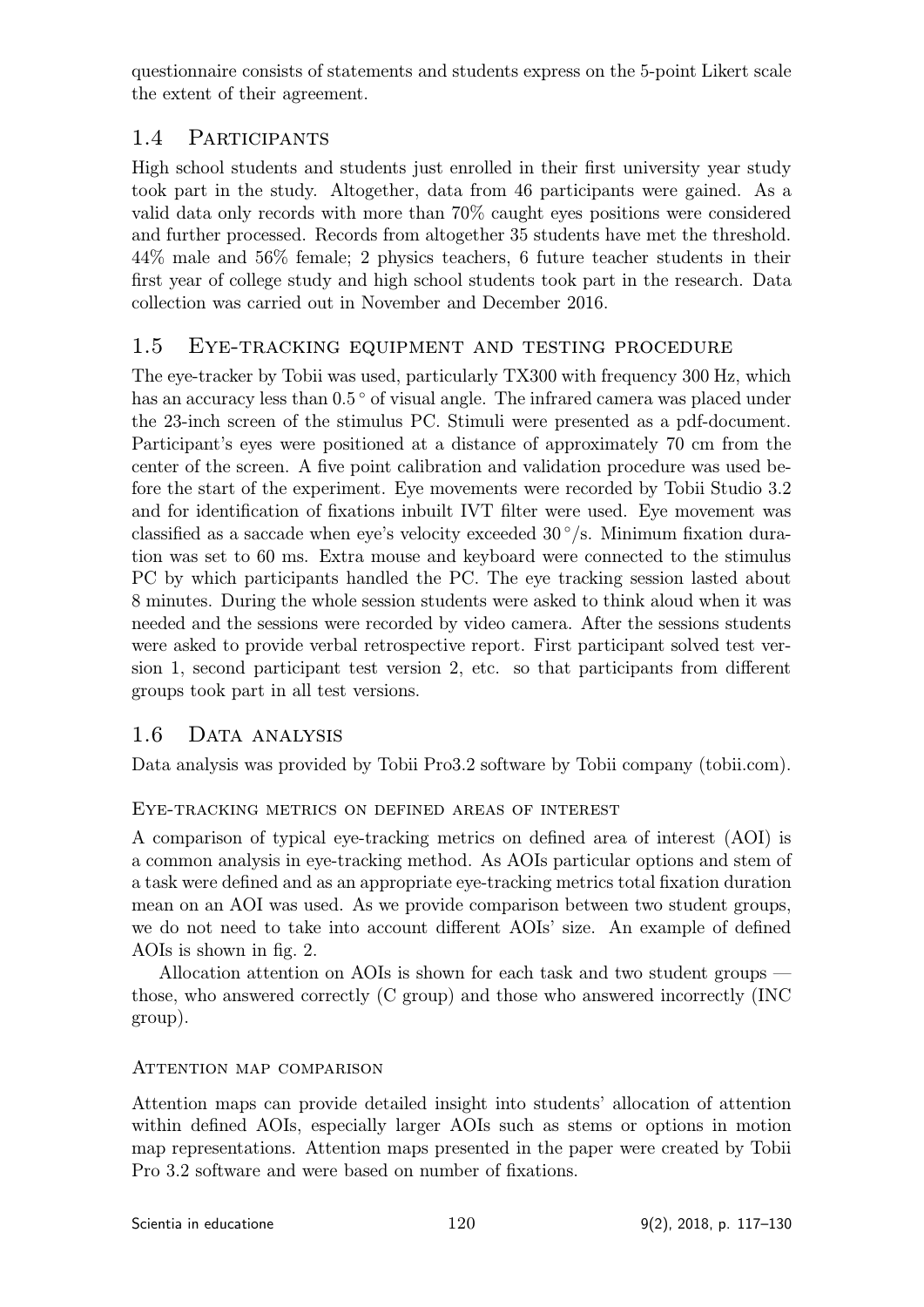questionnaire consists of statements and students express on the 5-point Likert scale the extent of their agreement.

## 1.4 Participants

High school students and students just enrolled in their first university year study took part in the study. Altogether, data from 46 participants were gained. As a valid data only records with more than 70% caught eyes positions were considered and further processed. Records from altogether 35 students have met the threshold. 44% male and 56% female; 2 physics teachers, 6 future teacher students in their first year of college study and high school students took part in the research. Data collection was carried out in November and December 2016.

## 1.5 Eye-tracking equipment and testing procedure

The eye-tracker by Tobii was used, particularly TX300 with frequency 300 Hz, which has an accuracy less than $0.5^\circ$ of visual angle. The infrared camera was placed under the 23-inch screen of the stimulus PC. Stimuli were presented as a pdf-document. Participant's eyes were positioned at a distance of approximately 70 cm from the center of the screen. A five point calibration and validation procedure was used before the start of the experiment. Eye movements were recorded by Tobii Studio 3.2 and for identification of fixations inbuilt IVT filter were used. Eye movement was classified as a saccade when eye's velocity exceeded $30^\circ$/s. Minimum fixation duration was set to 60 ms. Extra mouse and keyboard were connected to the stimulus PC by which participants handled the PC. The eye tracking session lasted about 8 minutes. During the whole session students were asked to think aloud when it was needed and the sessions were recorded by video camera. After the sessions students were asked to provide verbal retrospective report. First participant solved test version 1, second participant test version 2, etc. so that participants from different groups took part in all test versions.

## 1.6 Data analysis

Data analysis was provided by Tobii Pro3.2 software by Tobii company (tobii.com).

### Eye-tracking metrics on defined areas of interest

A comparison of typical eye-tracking metrics on defined area of interest (AOI) is a common analysis in eye-tracking method. As AOIs particular options and stem of a task were defined and as an appropriate eye-tracking metrics total fixation duration mean on an AOI was used. As we provide comparison between two student groups, we do not need to take into account different AOIs' size. An example of defined AOIs is shown in fig. 2.

Allocation attention on AOIs is shown for each task and two student groups — those, who answered correctly (C group) and those who answered incorrectly (INC group).

### Attention map comparison

Attention maps can provide detailed insight into students' allocation of attention within defined AOIs, especially larger AOIs such as stems or options in motion map representations. Attention maps presented in the paper were created by Tobii Pro 3.2 software and were based on number of fixations.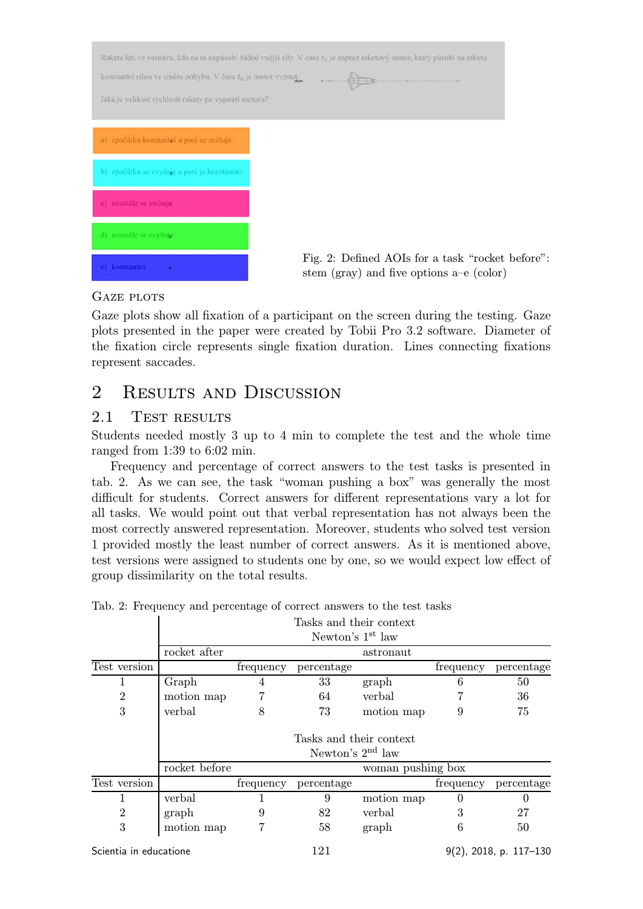Raketa letí ve vesmíru, kde na ni nepůsobí žádné vnější síly. V čase $t_0$ je zapnut raketový motor, který působí na raketu konstantní silou ve směru pohybu. V čase $t_B$ je motor vypnut.

Jaká je velikost rychlosti rakety po vypnutí motoru?

a) zpočátku konstantní a poté se snižuje.

b) zpočátku se zvyšuje a poté je konstantní.

c) neustále se snižuje.

d) neustále se zvyšuje.

e) konstantní.

Fig. 2: Defined AOIs for a task "rocket before": stem (gray) and five options a–e (color)

### Gaze plots

Gaze plots show all fixation of a participant on the screen during the testing. Gaze plots presented in the paper were created by Tobii Pro 3.2 software. Diameter of the fixation circle represents single fixation duration. Lines connecting fixations represent saccades.

## 2 Results and Discussion

### 2.1 Test results

Students needed mostly 3 up to 4 min to complete the test and the whole time ranged from 1:39 to 6:02 min.

Frequency and percentage of correct answers to the test tasks is presented in tab. 2. As we can see, the task "woman pushing a box" was generally the most difficult for students. Correct answers for different representations vary a lot for all tasks. We would point out that verbal representation has not always been the most correctly answered representation. Moreover, students who solved test version 1 provided mostly the least number of correct answers. As it is mentioned above, test versions were assigned to students one by one, so we would expect low effect of group dissimilarity on the total results.

Tab. 2: Frequency and percentage of correct answers to the test tasks

| | Tasks and their context Newton's 1st law | | | | | |
|---|---|---|---|---|---|---|
| | rocket after | | | astronaut | | |
| Test version | | frequency | percentage | | frequency | percentage |
| 1 | Graph | 4 | 33 | graph | 6 | 50 |
| 2 | motion map | 7 | 64 | verbal | 7 | 36 |
| 3 | verbal | 8 | 73 | motion map | 9 | 75 |
| | **Tasks and their context Newton's 2nd law** | | | | | |
| | rocket before | | | woman pushing box | | |
| Test version | | frequency | percentage | | frequency | percentage |
| 1 | verbal | 1 | 9 | motion map | 0 | 0 |
| 2 | graph | 9 | 82 | verbal | 3 | 27 |
| 3 | motion map | 7 | 58 | graph | 6 | 50 |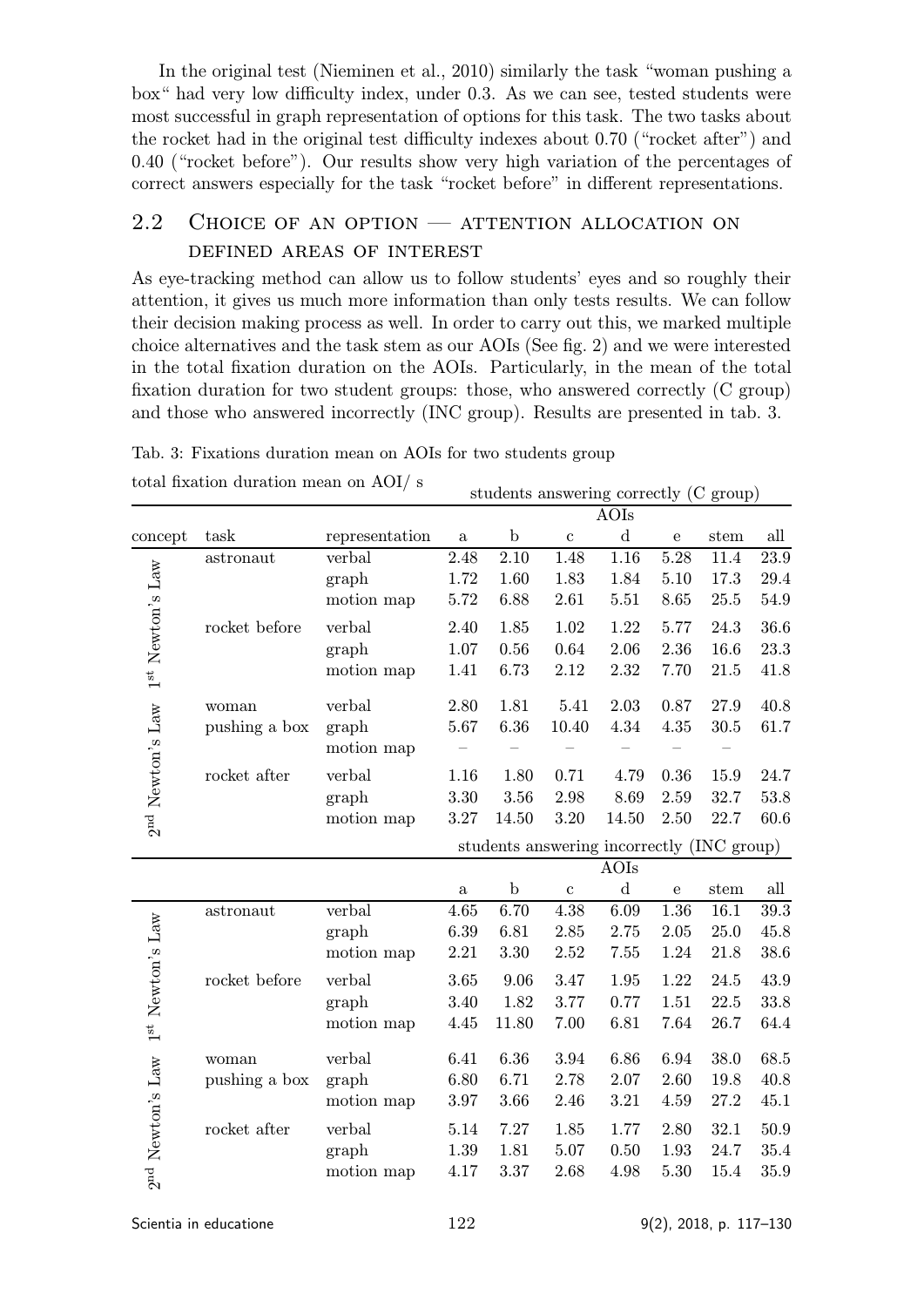In the original test (Nieminen et al., 2010) similarly the task "woman pushing a box" had very low difficulty index, under 0.3. As we can see, tested students were most successful in graph representation of options for this task. The two tasks about the rocket had in the original test difficulty indexes about 0.70 ("rocket after") and 0.40 ("rocket before"). Our results show very high variation of the percentages of correct answers especially for the task "rocket before" in different representations.

## 2.2 Choice of an option — attention allocation on defined areas of interest

As eye-tracking method can allow us to follow students' eyes and so roughly their attention, it gives us much more information than only tests results. We can follow their decision making process as well. In order to carry out this, we marked multiple choice alternatives and the task stem as our AOIs (See fig. 2) and we were interested in the total fixation duration on the AOIs. Particularly, in the mean of the total fixation duration for two student groups: those, who answered correctly (C group) and those who answered incorrectly (INC group). Results are presented in tab. 3.

Tab. 3: Fixations duration mean on AOIs for two students group

| total fixation duration mean on AOI/ s | | | students answering correctly (C group) | | | | | | |
|---|---|---|---|---|---|---|---|---|---|
| | | | AOIs | | | | | | |
| concept | task | representation | a | b | c | d | e | stem | all |
| 1st Newton's Law | astronaut | verbal | 2.48 | 2.10 | 1.48 | 1.16 | 5.28 | 11.4 | 23.9 |
| | | graph | 1.72 | 1.60 | 1.83 | 1.84 | 5.10 | 17.3 | 29.4 |
| | | motion map | 5.72 | 6.88 | 2.61 | 5.51 | 8.65 | 25.5 | 54.9 |
| | rocket before | verbal | 2.40 | 1.85 | 1.02 | 1.22 | 5.77 | 24.3 | 36.6 |
| | | graph | 1.07 | 0.56 | 0.64 | 2.06 | 2.36 | 16.6 | 23.3 |
| | | motion map | 1.41 | 6.73 | 2.12 | 2.32 | 7.70 | 21.5 | 41.8 |
| 2nd Newton's Law | woman pushing a box | verbal | 2.80 | 1.81 | 5.41 | 2.03 | 0.87 | 27.9 | 40.8 |
| | | graph | 5.67 | 6.36 | 10.40 | 4.34 | 4.35 | 30.5 | 61.7 |
| | | motion map | – | – | – | – | – | – | |
| | rocket after | verbal | 1.16 | 1.80 | 0.71 | 4.79 | 0.36 | 15.9 | 24.7 |
| | | graph | 3.30 | 3.56 | 2.98 | 8.69 | 2.59 | 32.7 | 53.8 |
| | | motion map | 3.27 | 14.50 | 3.20 | 14.50 | 2.50 | 22.7 | 60.6 |
| | | | students answering incorrectly (INC group) | | | | | | |
| | | | AOIs | | | | | | |
| | | | a | b | c | d | e | stem | all |
| 1st Newton's Law | astronaut | verbal | 4.65 | 6.70 | 4.38 | 6.09 | 1.36 | 16.1 | 39.3 |
| | | graph | 6.39 | 6.81 | 2.85 | 2.75 | 2.05 | 25.0 | 45.8 |
| | | motion map | 2.21 | 3.30 | 2.52 | 7.55 | 1.24 | 21.8 | 38.6 |
| | rocket before | verbal | 3.65 | 9.06 | 3.47 | 1.95 | 1.22 | 24.5 | 43.9 |
| | | graph | 3.40 | 1.82 | 3.77 | 0.77 | 1.51 | 22.5 | 33.8 |
| | | motion map | 4.45 | 11.80 | 7.00 | 6.81 | 7.64 | 26.7 | 64.4 |
| 2nd Newton's Law | woman pushing a box | verbal | 6.41 | 6.36 | 3.94 | 6.86 | 6.94 | 38.0 | 68.5 |
| | | graph | 6.80 | 6.71 | 2.78 | 2.07 | 2.60 | 19.8 | 40.8 |
| | | motion map | 3.97 | 3.66 | 2.46 | 3.21 | 4.59 | 27.2 | 45.1 |
| | rocket after | verbal | 5.14 | 7.27 | 1.85 | 1.77 | 2.80 | 32.1 | 50.9 |
| | | graph | 1.39 | 1.81 | 5.07 | 0.50 | 1.93 | 24.7 | 35.4 |
| | | motion map | 4.17 | 3.37 | 2.68 | 4.98 | 5.30 | 15.4 | 35.9 |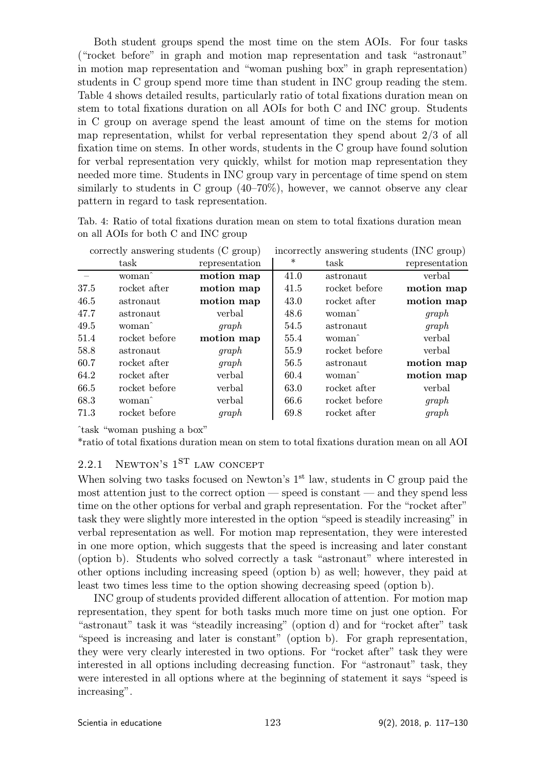Both student groups spend the most time on the stem AOIs. For four tasks ("rocket before" in graph and motion map representation and task "astronaut" in motion map representation and "woman pushing box" in graph representation) students in C group spend more time than student in INC group reading the stem. Table 4 shows detailed results, particularly ratio of total fixations duration mean on stem to total fixations duration on all AOIs for both C and INC group. Students in C group on average spend the least amount of time on the stems for motion map representation, whilst for verbal representation they spend about 2/3 of all fixation time on stems. In other words, students in the C group have found solution for verbal representation very quickly, whilst for motion map representation they needed more time. Students in INC group vary in percentage of time spend on stem similarly to students in C group (40–70%), however, we cannot observe any clear pattern in regard to task representation.

Tab. 4: Ratio of total fixations duration mean on stem to total fixations duration mean on all AOIs for both C and INC group

| correctly answering students (C group) | | | incorrectly answering students (INC group) | | |
|---|---|---|---|---|---|
| | task | representation | * | task | representation |
| – | woman^ | **motion map** | 41.0 | astronaut | verbal |
| 37.5 | rocket after | **motion map** | 41.5 | rocket before | **motion map** |
| 46.5 | astronaut | **motion map** | 43.0 | rocket after | **motion map** |
| 47.7 | astronaut | verbal | 48.6 | woman^ | *graph* |
| 49.5 | woman^ | *graph* | 54.5 | astronaut | *graph* |
| 51.4 | rocket before | **motion map** | 55.4 | woman^ | verbal |
| 58.8 | astronaut | *graph* | 55.9 | rocket before | verbal |
| 60.7 | rocket after | *graph* | 56.5 | astronaut | **motion map** |
| 64.2 | rocket after | verbal | 60.4 | woman^ | **motion map** |
| 66.5 | rocket before | verbal | 63.0 | rocket after | verbal |
| 68.3 | woman^ | verbal | 66.6 | rocket before | *graph* |
| 71.3 | rocket before | *graph* | 69.8 | rocket after | *graph* |

^task "woman pushing a box"

*ratio of total fixations duration mean on stem to total fixations duration mean on all AOI

### 2.2.1 Newton's 1st law concept

When solving two tasks focused on Newton's 1st law, students in C group paid the most attention just to the correct option — speed is constant — and they spend less time on the other options for verbal and graph representation. For the "rocket after" task they were slightly more interested in the option "speed is steadily increasing" in verbal representation as well. For motion map representation, they were interested in one more option, which suggests that the speed is increasing and later constant (option b). Students who solved correctly a task "astronaut" where interested in other options including increasing speed (option b) as well; however, they paid at least two times less time to the option showing decreasing speed (option b).

INC group of students provided different allocation of attention. For motion map representation, they spent for both tasks much more time on just one option. For "astronaut" task it was "steadily increasing" (option d) and for "rocket after" task "speed is increasing and later is constant" (option b). For graph representation, they were very clearly interested in two options. For "rocket after" task they were interested in all options including decreasing function. For "astronaut" task, they were interested in all options where at the beginning of statement it says "speed is increasing".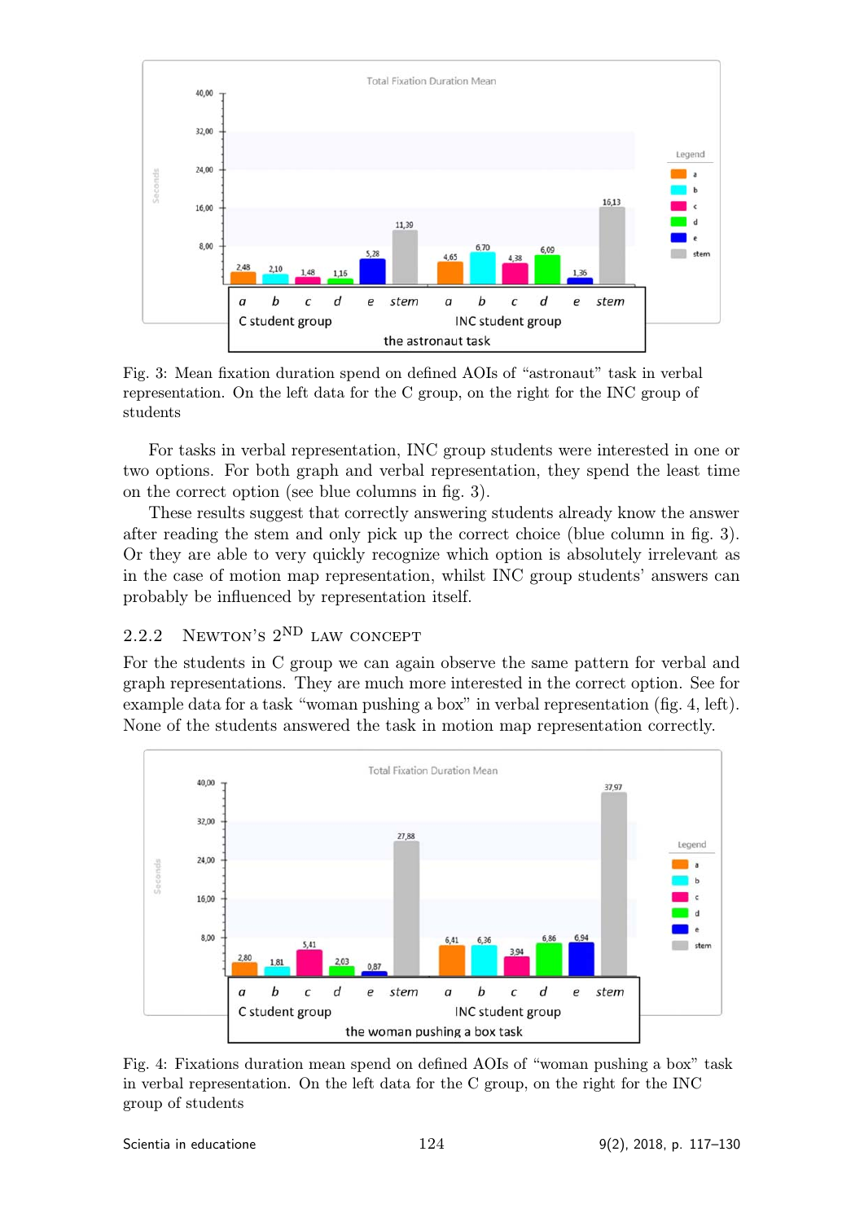Fig. 3: Mean fixation duration spend on defined AOIs of "astronaut" task in verbal representation. On the left data for the C group, on the right for the INC group of students

For tasks in verbal representation, INC group students were interested in one or two options. For both graph and verbal representation, they spend the least time on the correct option (see blue columns in fig. 3).

These results suggest that correctly answering students already know the answer after reading the stem and only pick up the correct choice (blue column in fig. 3). Or they are able to very quickly recognize which option is absolutely irrelevant as in the case of motion map representation, whilst INC group students' answers can probably be influenced by representation itself.

### 2.2.2 Newton's 2nd law concept

For the students in C group we can again observe the same pattern for verbal and graph representations. They are much more interested in the correct option. See for example data for a task "woman pushing a box" in verbal representation (fig. 4, left). None of the students answered the task in motion map representation correctly.

Fig. 4: Fixations duration mean spend on defined AOIs of "woman pushing a box" task in verbal representation. On the left data for the C group, on the right for the INC group of students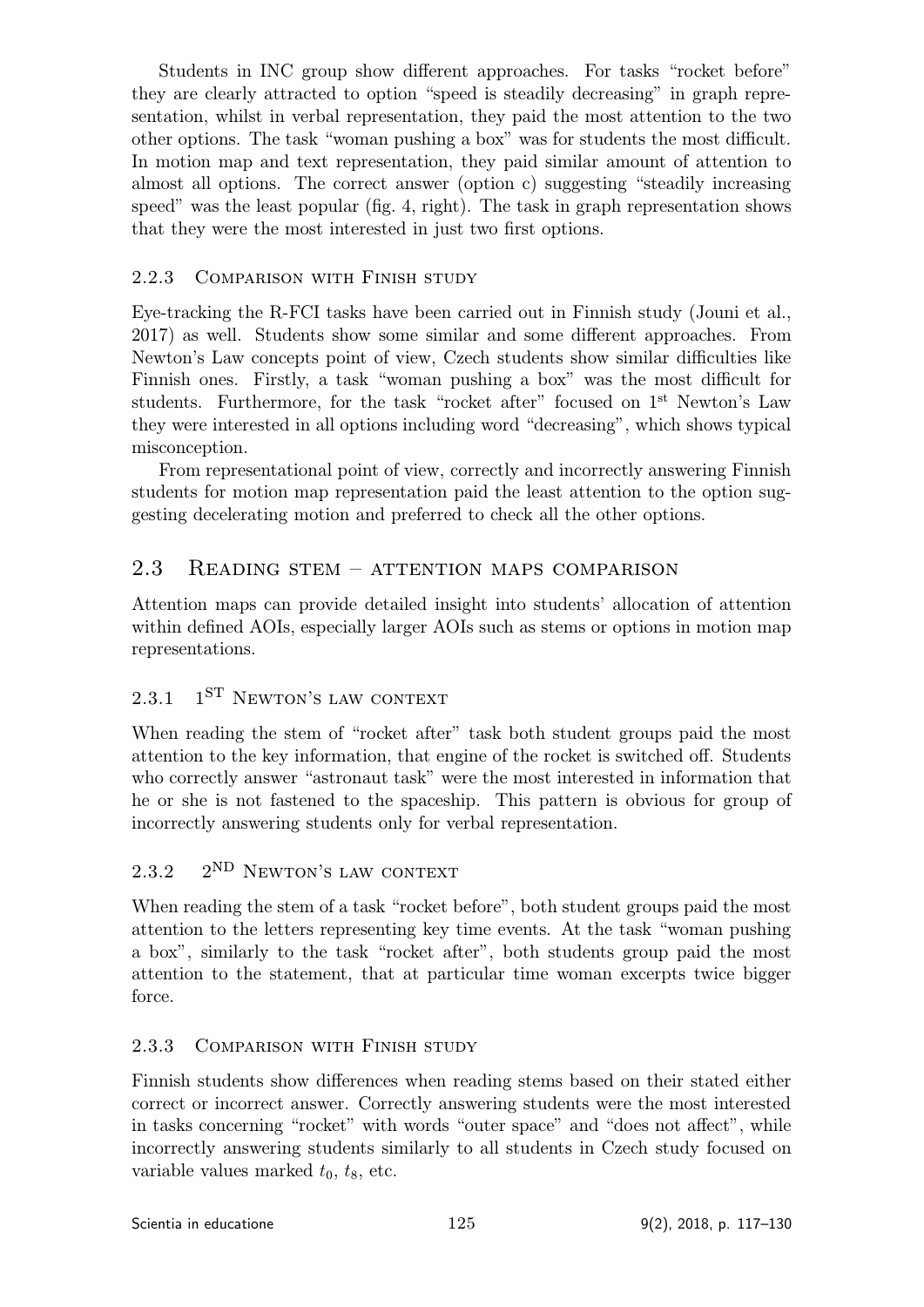Students in INC group show different approaches. For tasks "rocket before" they are clearly attracted to option "speed is steadily decreasing" in graph representation, whilst in verbal representation, they paid the most attention to the two other options. The task "woman pushing a box" was for students the most difficult. In motion map and text representation, they paid similar amount of attention to almost all options. The correct answer (option c) suggesting "steadily increasing speed" was the least popular (fig. 4, right). The task in graph representation shows that they were the most interested in just two first options.

#### 2.2.3 Comparison with Finish study

Eye-tracking the R-FCI tasks have been carried out in Finnish study (Jouni et al., 2017) as well. Students show some similar and some different approaches. From Newton's Law concepts point of view, Czech students show similar difficulties like Finnish ones. Firstly, a task "woman pushing a box" was the most difficult for students. Furthermore, for the task "rocket after" focused on 1st Newton's Law they were interested in all options including word "decreasing", which shows typical misconception.

From representational point of view, correctly and incorrectly answering Finnish students for motion map representation paid the least attention to the option suggesting decelerating motion and preferred to check all the other options.

### 2.3 Reading stem – attention maps comparison

Attention maps can provide detailed insight into students' allocation of attention within defined AOIs, especially larger AOIs such as stems or options in motion map representations.

#### 2.3.1 1st Newton's law context

When reading the stem of "rocket after" task both student groups paid the most attention to the key information, that engine of the rocket is switched off. Students who correctly answer "astronaut task" were the most interested in information that he or she is not fastened to the spaceship. This pattern is obvious for group of incorrectly answering students only for verbal representation.

#### 2.3.2 2nd Newton's law context

When reading the stem of a task "rocket before", both student groups paid the most attention to the letters representing key time events. At the task "woman pushing a box", similarly to the task "rocket after", both students group paid the most attention to the statement, that at particular time woman excerpts twice bigger force.

#### 2.3.3 Comparison with Finish study

Finnish students show differences when reading stems based on their stated either correct or incorrect answer. Correctly answering students were the most interested in tasks concerning "rocket" with words "outer space" and "does not affect", while incorrectly answering students similarly to all students in Czech study focused on variable values marked $t_0$, $t_8$, etc.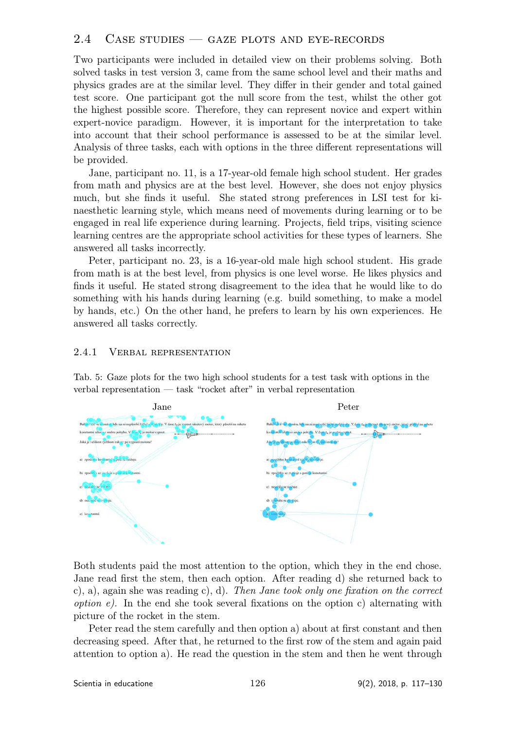## 2.4 Case studies — gaze plots and eye-records

Two participants were included in detailed view on their problems solving. Both solved tasks in test version 3, came from the same school level and their maths and physics grades are at the similar level. They differ in their gender and total gained test score. One participant got the null score from the test, whilst the other got the highest possible score. Therefore, they can represent novice and expert within expert-novice paradigm. However, it is important for the interpretation to take into account that their school performance is assessed to be at the similar level. Analysis of three tasks, each with options in the three different representations will be provided.

Jane, participant no. 11, is a 17-year-old female high school student. Her grades from math and physics are at the best level. However, she does not enjoy physics much, but she finds it useful. She stated strong preferences in LSI test for kinaesthetic learning style, which means need of movements during learning or to be engaged in real life experience during learning. Projects, field trips, visiting science learning centres are the appropriate school activities for these types of learners. She answered all tasks incorrectly.

Peter, participant no. 23, is a 16-year-old male high school student. His grade from math is at the best level, from physics is one level worse. He likes physics and finds it useful. He stated strong disagreement to the idea that he would like to do something with his hands during learning (e.g. build something, to make a model by hands, etc.) On the other hand, he prefers to learn by his own experiences. He answered all tasks correctly.

### 2.4.1 Verbal representation

Tab. 5: Gaze plots for the two high school students for a test task with options in the verbal representation — task "rocket after" in verbal representation

| Jane | Peter |
| --- | --- |
| | |

Both students paid the most attention to the option, which they in the end chose. Jane read first the stem, then each option. After reading d) she returned back to c), a), again she was reading c), d). *Then Jane took only one fixation on the correct option e).* In the end she took several fixations on the option c) alternating with picture of the rocket in the stem.

Peter read the stem carefully and then option a) about at first constant and then decreasing speed. After that, he returned to the first row of the stem and again paid attention to option a). He read the question in the stem and then he went through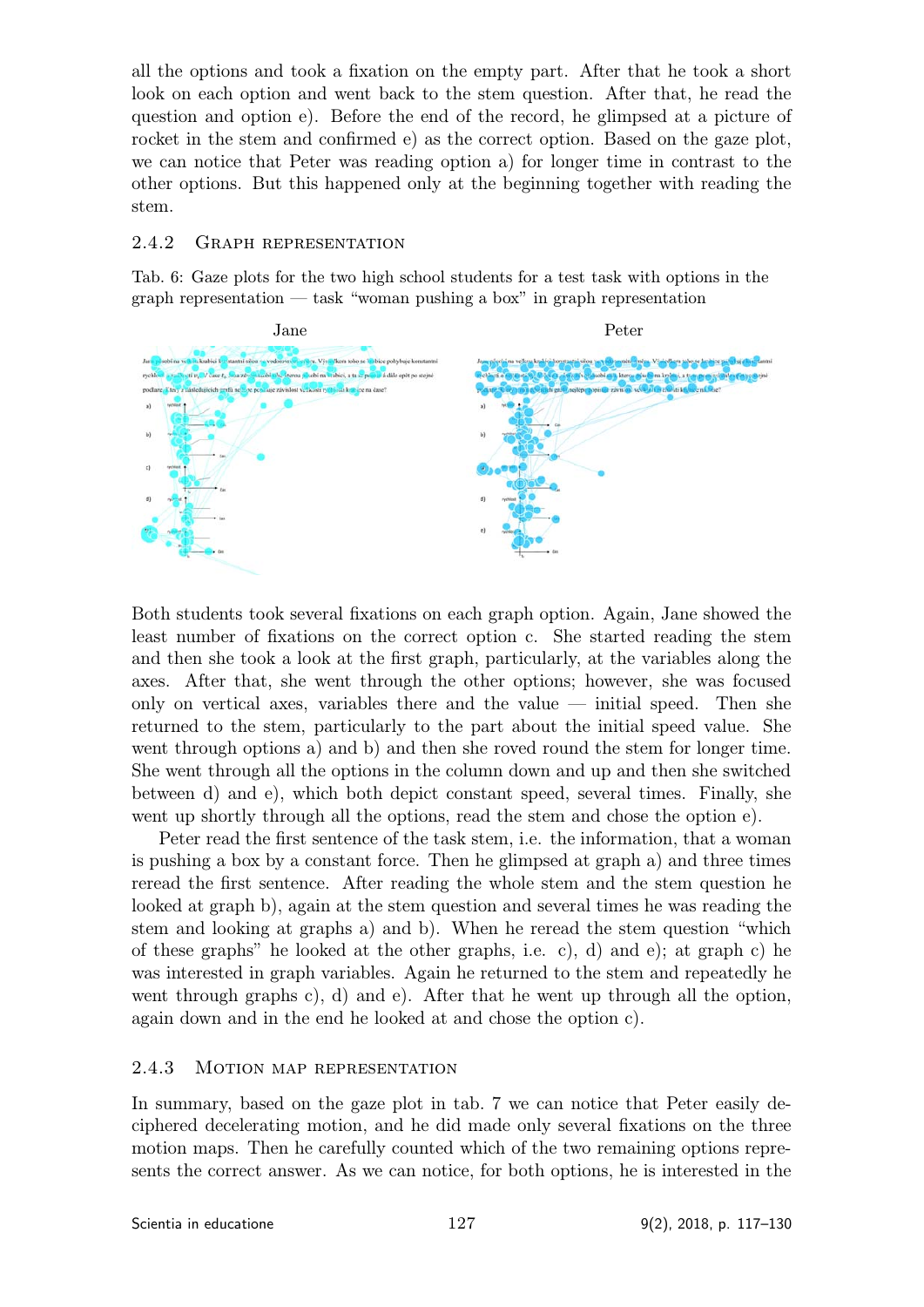all the options and took a fixation on the empty part. After that he took a short look on each option and went back to the stem question. After that, he read the question and option e). Before the end of the record, he glimpsed at a picture of rocket in the stem and confirmed e) as the correct option. Based on the gaze plot, we can notice that Peter was reading option a) for longer time in contrast to the other options. But this happened only at the beginning together with reading the stem.

### 2.4.2 Graph representation

Tab. 6: Gaze plots for the two high school students for a test task with options in the graph representation — task "woman pushing a box" in graph representation

| Jane | Peter |
| --- | --- |
| | |

Both students took several fixations on each graph option. Again, Jane showed the least number of fixations on the correct option c. She started reading the stem and then she took a look at the first graph, particularly, at the variables along the axes. After that, she went through the other options; however, she was focused only on vertical axes, variables there and the value — initial speed. Then she returned to the stem, particularly to the part about the initial speed value. She went through options a) and b) and then she roved round the stem for longer time. She went through all the options in the column down and up and then she switched between d) and e), which both depict constant speed, several times. Finally, she went up shortly through all the options, read the stem and chose the option e).

Peter read the first sentence of the task stem, i.e. the information, that a woman is pushing a box by a constant force. Then he glimpsed at graph a) and three times reread the first sentence. After reading the whole stem and the stem question he looked at graph b), again at the stem question and several times he was reading the stem and looking at graphs a) and b). When he reread the stem question "which of these graphs" he looked at the other graphs, i.e. c), d) and e); at graph c) he was interested in graph variables. Again he returned to the stem and repeatedly he went through graphs c), d) and e). After that he went up through all the option, again down and in the end he looked at and chose the option c).

### 2.4.3 Motion map representation

In summary, based on the gaze plot in tab. 7 we can notice that Peter easily deciphered decelerating motion, and he did made only several fixations on the three motion maps. Then he carefully counted which of the two remaining options represents the correct answer. As we can notice, for both options, he is interested in the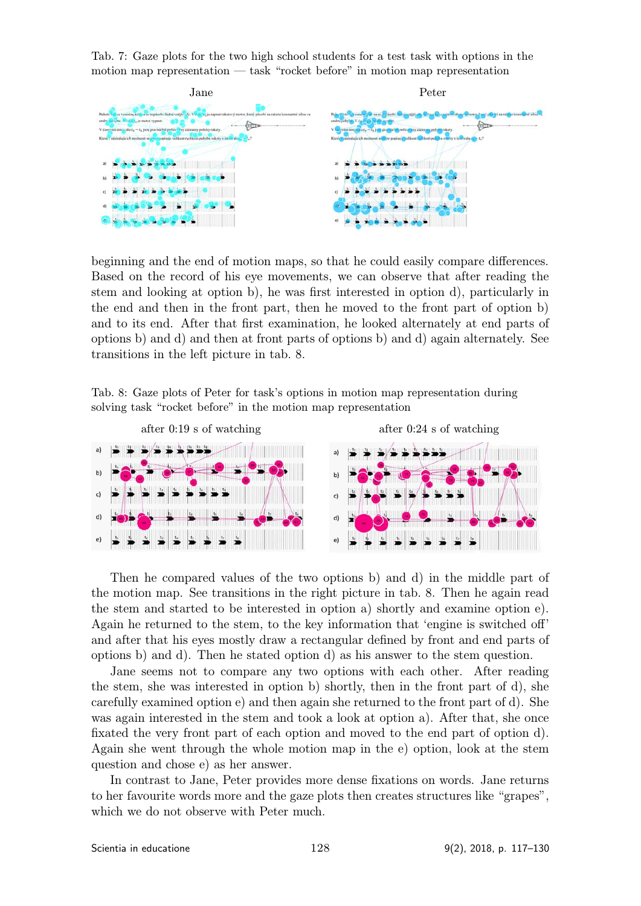Tab. 7: Gaze plots for the two high school students for a test task with options in the motion map representation — task "rocket before" in motion map representation

beginning and the end of motion maps, so that he could easily compare differences. Based on the record of his eye movements, we can observe that after reading the stem and looking at option b), he was first interested in option d), particularly in the end and then in the front part, then he moved to the front part of option b) and to its end. After that first examination, he looked alternately at end parts of options b) and d) and then at front parts of options b) and d) again alternately. See transitions in the left picture in tab. 8.

Tab. 8: Gaze plots of Peter for task's options in motion map representation during solving task "rocket before" in the motion map representation

Then he compared values of the two options b) and d) in the middle part of the motion map. See transitions in the right picture in tab. 8. Then he again read the stem and started to be interested in option a) shortly and examine option e). Again he returned to the stem, to the key information that 'engine is switched off' and after that his eyes mostly draw a rectangular defined by front and end parts of options b) and d). Then he stated option d) as his answer to the stem question.

Jane seems not to compare any two options with each other. After reading the stem, she was interested in option b) shortly, then in the front part of d), she carefully examined option e) and then again she returned to the front part of d). She was again interested in the stem and took a look at option a). After that, she once fixated the very front part of each option and moved to the end part of option d). Again she went through the whole motion map in the e) option, look at the stem question and chose e) as her answer.

In contrast to Jane, Peter provides more dense fixations on words. Jane returns to her favourite words more and the gaze plots then creates structures like "grapes", which we do not observe with Peter much.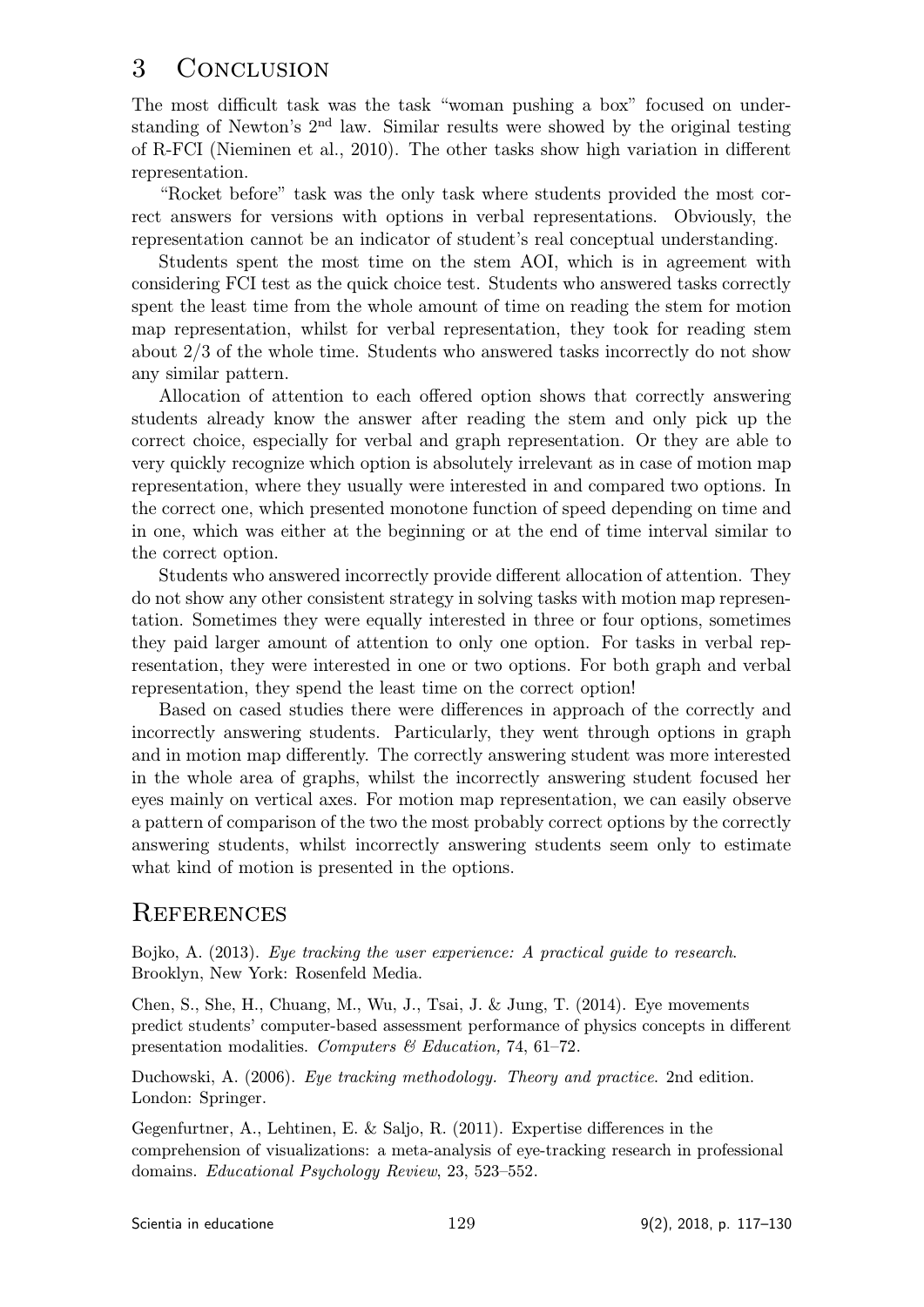# 3 Conclusion

The most difficult task was the task "woman pushing a box" focused on understanding of Newton's 2nd law. Similar results were showed by the original testing of R-FCI (Nieminen et al., 2010). The other tasks show high variation in different representation.

"Rocket before" task was the only task where students provided the most correct answers for versions with options in verbal representations. Obviously, the representation cannot be an indicator of student's real conceptual understanding.

Students spent the most time on the stem AOI, which is in agreement with considering FCI test as the quick choice test. Students who answered tasks correctly spent the least time from the whole amount of time on reading the stem for motion map representation, whilst for verbal representation, they took for reading stem about 2/3 of the whole time. Students who answered tasks incorrectly do not show any similar pattern.

Allocation of attention to each offered option shows that correctly answering students already know the answer after reading the stem and only pick up the correct choice, especially for verbal and graph representation. Or they are able to very quickly recognize which option is absolutely irrelevant as in case of motion map representation, where they usually were interested in and compared two options. In the correct one, which presented monotone function of speed depending on time and in one, which was either at the beginning or at the end of time interval similar to the correct option.

Students who answered incorrectly provide different allocation of attention. They do not show any other consistent strategy in solving tasks with motion map representation. Sometimes they were equally interested in three or four options, sometimes they paid larger amount of attention to only one option. For tasks in verbal representation, they were interested in one or two options. For both graph and verbal representation, they spend the least time on the correct option!

Based on cased studies there were differences in approach of the correctly and incorrectly answering students. Particularly, they went through options in graph and in motion map differently. The correctly answering student was more interested in the whole area of graphs, whilst the incorrectly answering student focused her eyes mainly on vertical axes. For motion map representation, we can easily observe a pattern of comparison of the two the most probably correct options by the correctly answering students, whilst incorrectly answering students seem only to estimate what kind of motion is presented in the options.

# References

Bojko, A. (2013). *Eye tracking the user experience: A practical guide to research*. Brooklyn, New York: Rosenfeld Media.

Chen, S., She, H., Chuang, M., Wu, J., Tsai, J. & Jung, T. (2014). Eye movements predict students' computer-based assessment performance of physics concepts in different presentation modalities. *Computers & Education,* 74, 61–72.

Duchowski, A. (2006). *Eye tracking methodology. Theory and practice*. 2nd edition. London: Springer.

Gegenfurtner, A., Lehtinen, E. & Saljo, R. (2011). Expertise differences in the comprehension of visualizations: a meta-analysis of eye-tracking research in professional domains. *Educational Psychology Review*, 23, 523–552.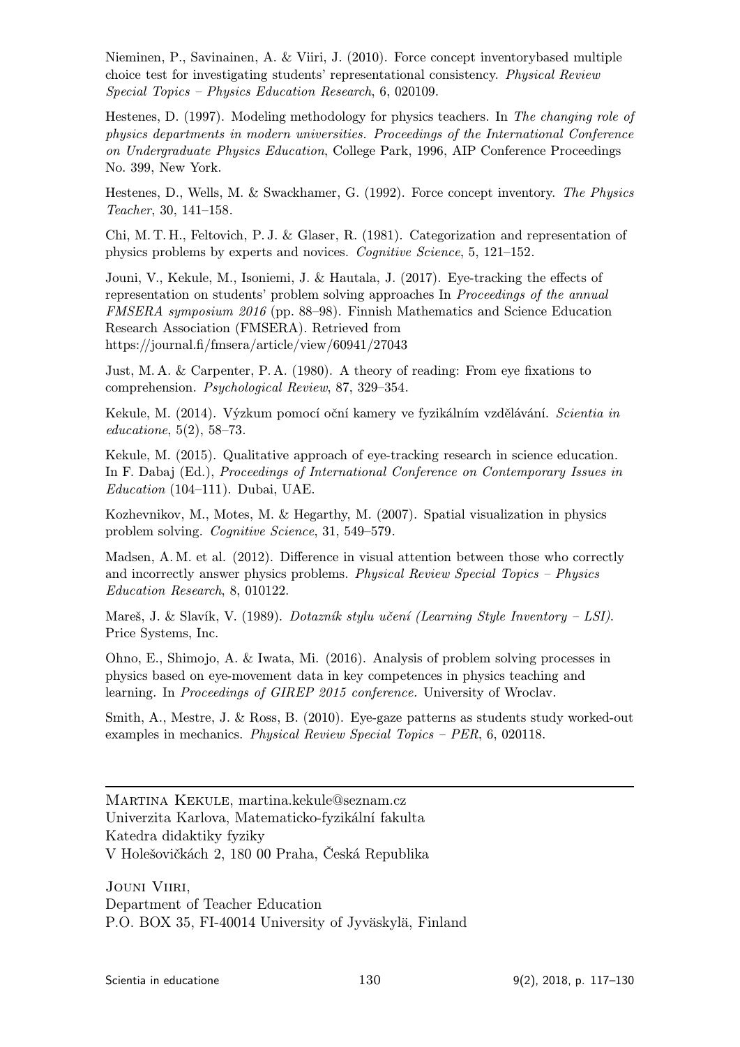Nieminen, P., Savinainen, A. & Viiri, J. (2010). Force concept inventorybased multiple choice test for investigating students' representational consistency. *Physical Review Special Topics – Physics Education Research*, 6, 020109.

Hestenes, D. (1997). Modeling methodology for physics teachers. In *The changing role of physics departments in modern universities. Proceedings of the International Conference on Undergraduate Physics Education*, College Park, 1996, AIP Conference Proceedings No. 399, New York.

Hestenes, D., Wells, M. & Swackhamer, G. (1992). Force concept inventory. *The Physics Teacher*, 30, 141–158.

Chi, M. T. H., Feltovich, P. J. & Glaser, R. (1981). Categorization and representation of physics problems by experts and novices. *Cognitive Science*, 5, 121–152.

Jouni, V., Kekule, M., Isoniemi, J. & Hautala, J. (2017). Eye-tracking the effects of representation on students' problem solving approaches In *Proceedings of the annual FMSERA symposium 2016* (pp. 88–98). Finnish Mathematics and Science Education Research Association (FMSERA). Retrieved from https://journal.fi/fmsera/article/view/60941/27043

Just, M. A. & Carpenter, P. A. (1980). A theory of reading: From eye fixations to comprehension. *Psychological Review*, 87, 329–354.

Kekule, M. (2014). Výzkum pomocí oční kamery ve fyzikálním vzdělávání. *Scientia in educatione*, 5(2), 58–73.

Kekule, M. (2015). Qualitative approach of eye-tracking research in science education. In F. Dabaj (Ed.), *Proceedings of International Conference on Contemporary Issues in Education* (104–111). Dubai, UAE.

Kozhevnikov, M., Motes, M. & Hegarthy, M. (2007). Spatial visualization in physics problem solving. *Cognitive Science*, 31, 549–579.

Madsen, A. M. et al. (2012). Difference in visual attention between those who correctly and incorrectly answer physics problems. *Physical Review Special Topics – Physics Education Research*, 8, 010122.

Mareš, J. & Slavík, V. (1989). *Dotazník stylu učení (Learning Style Inventory – LSI).* Price Systems, Inc.

Ohno, E., Shimojo, A. & Iwata, Mi. (2016). Analysis of problem solving processes in physics based on eye-movement data in key competences in physics teaching and learning. In *Proceedings of GIREP 2015 conference.* University of Wroclav.

Smith, A., Mestre, J. & Ross, B. (2010). Eye-gaze patterns as students study worked-out examples in mechanics. *Physical Review Special Topics – PER*, 6, 020118.

---

Martina Kekule, martina.kekule@seznam.cz
Univerzita Karlova, Matematicko-fyzikální fakulta
Katedra didaktiky fyziky
V Holešovičkách 2, 180 00 Praha, Česká Republika

Jouni Viiri,
Department of Teacher Education
P.O. BOX 35, FI-40014 University of Jyväskylä, Finland